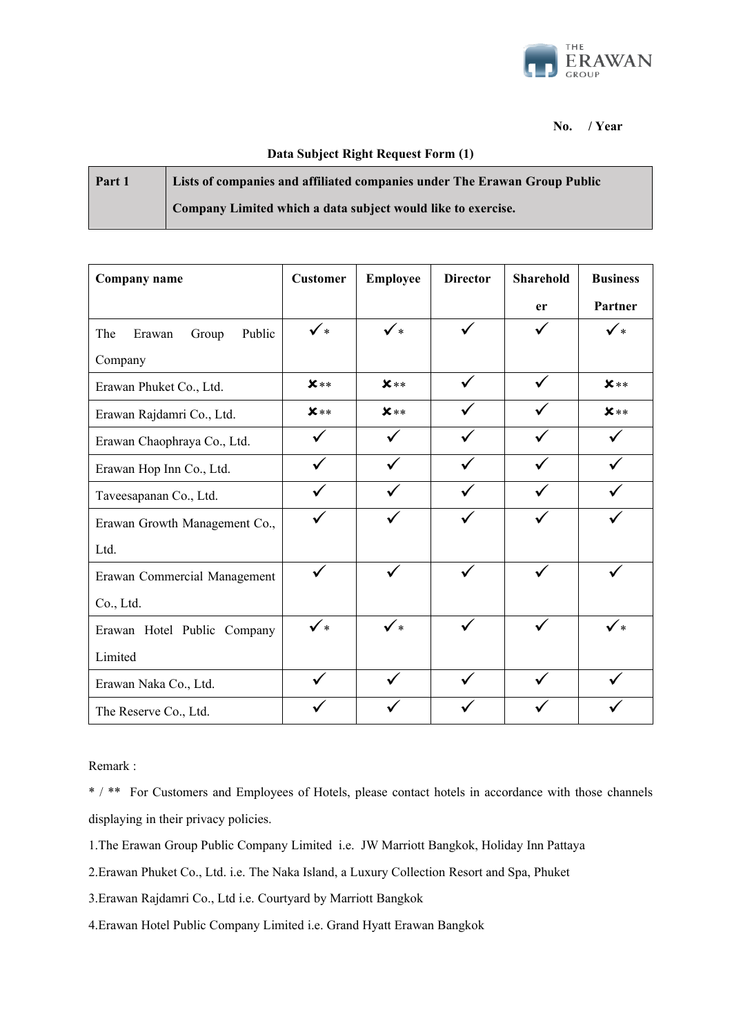No. / Year

**Data Subject Right Request Form (1)**

| **Part 1** | **Lists of companies and affiliated companies under The Erawan Group Public Company Limited which a data subject would like to exercise.** |
|---|---|

| Company name | Customer | Employee | Director | Shareholder | Business Partner |
|---|---|---|---|---|---|
| The Erawan Group Public Company | ✓* | ✓* | ✓ | ✓ | ✓* |
| Erawan Phuket Co., Ltd. | ✗** | ✗** | ✓ | ✓ | ✗** |
| Erawan Rajdamri Co., Ltd. | ✗** | ✗** | ✓ | ✓ | ✗** |
| Erawan Chaophraya Co., Ltd. | ✓ | ✓ | ✓ | ✓ | ✓ |
| Erawan Hop Inn Co., Ltd. | ✓ | ✓ | ✓ | ✓ | ✓ |
| Taveesapanan Co., Ltd. | ✓ | ✓ | ✓ | ✓ | ✓ |
| Erawan Growth Management Co., Ltd. | ✓ | ✓ | ✓ | ✓ | ✓ |
| Erawan Commercial Management Co., Ltd. | ✓ | ✓ | ✓ | ✓ | ✓ |
| Erawan Hotel Public Company Limited | ✓* | ✓* | ✓ | ✓ | ✓* |
| Erawan Naka Co., Ltd. | ✓ | ✓ | ✓ | ✓ | ✓ |
| The Reserve Co., Ltd. | ✓ | ✓ | ✓ | ✓ | ✓ |

Remark :

* / ** For Customers and Employees of Hotels, please contact hotels in accordance with those channels displaying in their privacy policies.

1. The Erawan Group Public Company Limited i.e. JW Marriott Bangkok, Holiday Inn Pattaya
2. Erawan Phuket Co., Ltd. i.e. The Naka Island, a Luxury Collection Resort and Spa, Phuket
3. Erawan Rajdamri Co., Ltd i.e. Courtyard by Marriott Bangkok
4. Erawan Hotel Public Company Limited i.e. Grand Hyatt Erawan Bangkok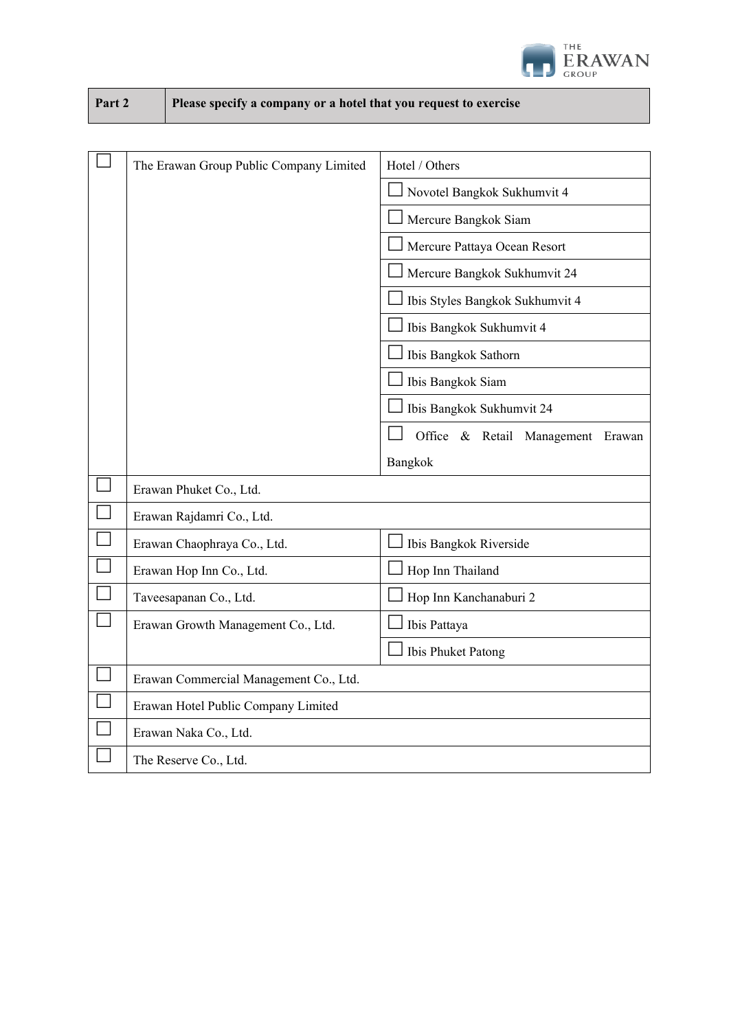| Part 2 | Please specify a company or a hotel that you request to exercise |
|---|---|

| | Company | Hotel / Others |
|---|---|---|
| ☐ | The Erawan Group Public Company Limited | Hotel / Others |
| | | ☐ Novotel Bangkok Sukhumvit 4 |
| | | ☐ Mercure Bangkok Siam |
| | | ☐ Mercure Pattaya Ocean Resort |
| | | ☐ Mercure Bangkok Sukhumvit 24 |
| | | ☐ Ibis Styles Bangkok Sukhumvit 4 |
| | | ☐ Ibis Bangkok Sukhumvit 4 |
| | | ☐ Ibis Bangkok Sathorn |
| | | ☐ Ibis Bangkok Siam |
| | | ☐ Ibis Bangkok Sukhumvit 24 |
| | | ☐ Office & Retail Management Erawan Bangkok |
| ☐ | Erawan Phuket Co., Ltd. | |
| ☐ | Erawan Rajdamri Co., Ltd. | |
| ☐ | Erawan Chaophraya Co., Ltd. | ☐ Ibis Bangkok Riverside |
| ☐ | Erawan Hop Inn Co., Ltd. | ☐ Hop Inn Thailand |
| ☐ | Taveesapanan Co., Ltd. | ☐ Hop Inn Kanchanaburi 2 |
| ☐ | Erawan Growth Management Co., Ltd. | ☐ Ibis Pattaya |
| | | ☐ Ibis Phuket Patong |
| ☐ | Erawan Commercial Management Co., Ltd. | |
| ☐ | Erawan Hotel Public Company Limited | |
| ☐ | Erawan Naka Co., Ltd. | |
| ☐ | The Reserve Co., Ltd. | |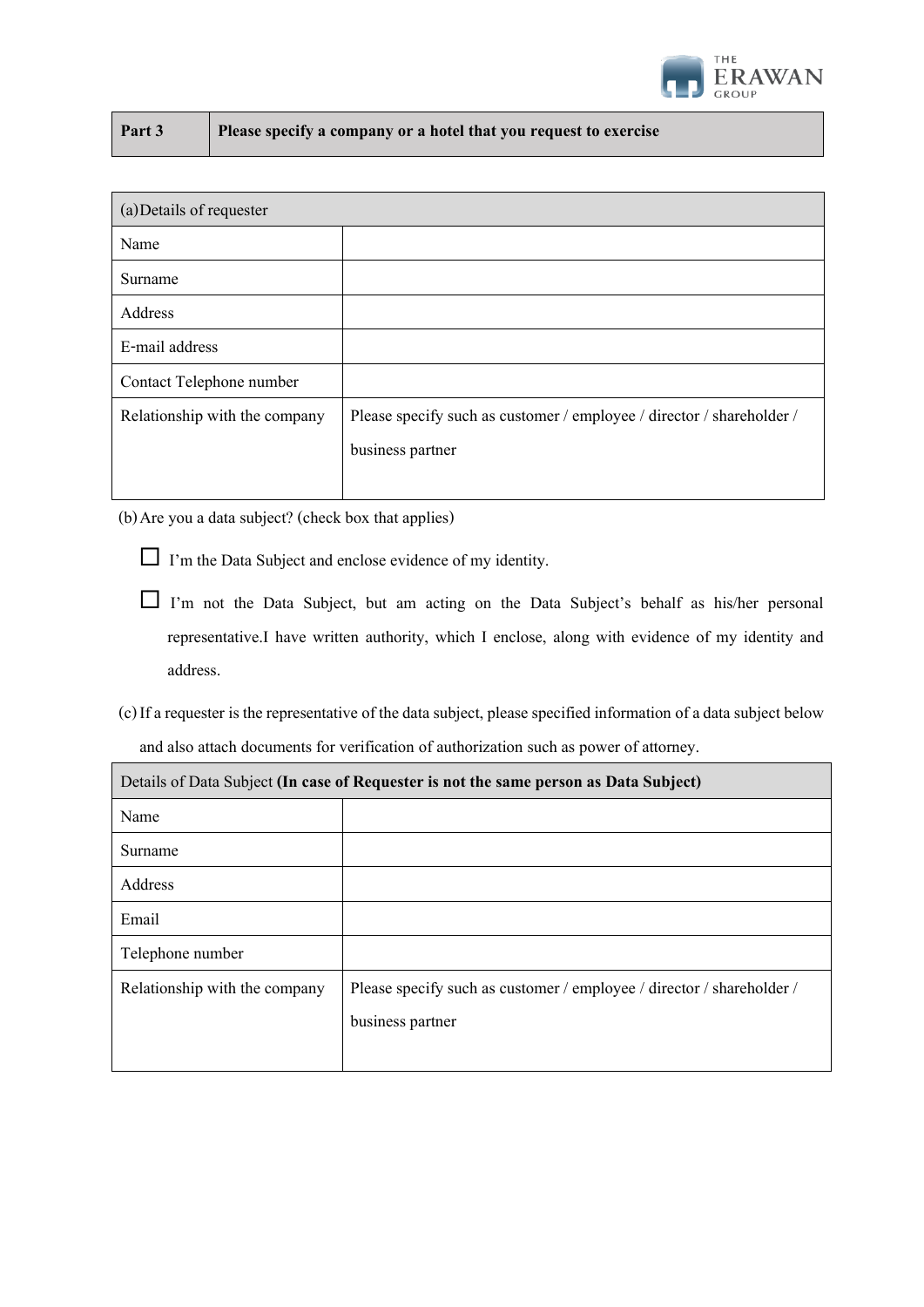| Part 3 | Please specify a company or a hotel that you request to exercise |
|---|---|

| (a)Details of requester | |
|---|---|
| Name | |
| Surname | |
| Address | |
| E-mail address | |
| Contact Telephone number | |
| Relationship with the company | Please specify such as customer / employee / director / shareholder / business partner |

(b) Are you a data subject? (check box that applies)

☐ I'm the Data Subject and enclose evidence of my identity.

☐ I'm not the Data Subject, but am acting on the Data Subject's behalf as his/her personal representative.I have written authority, which I enclose, along with evidence of my identity and address.

(c) If a requester is the representative of the data subject, please specified information of a data subject below and also attach documents for verification of authorization such as power of attorney.

| Details of Data Subject **(In case of Requester is not the same person as Data Subject)** | |
|---|---|
| Name | |
| Surname | |
| Address | |
| Email | |
| Telephone number | |
| Relationship with the company | Please specify such as customer / employee / director / shareholder / business partner |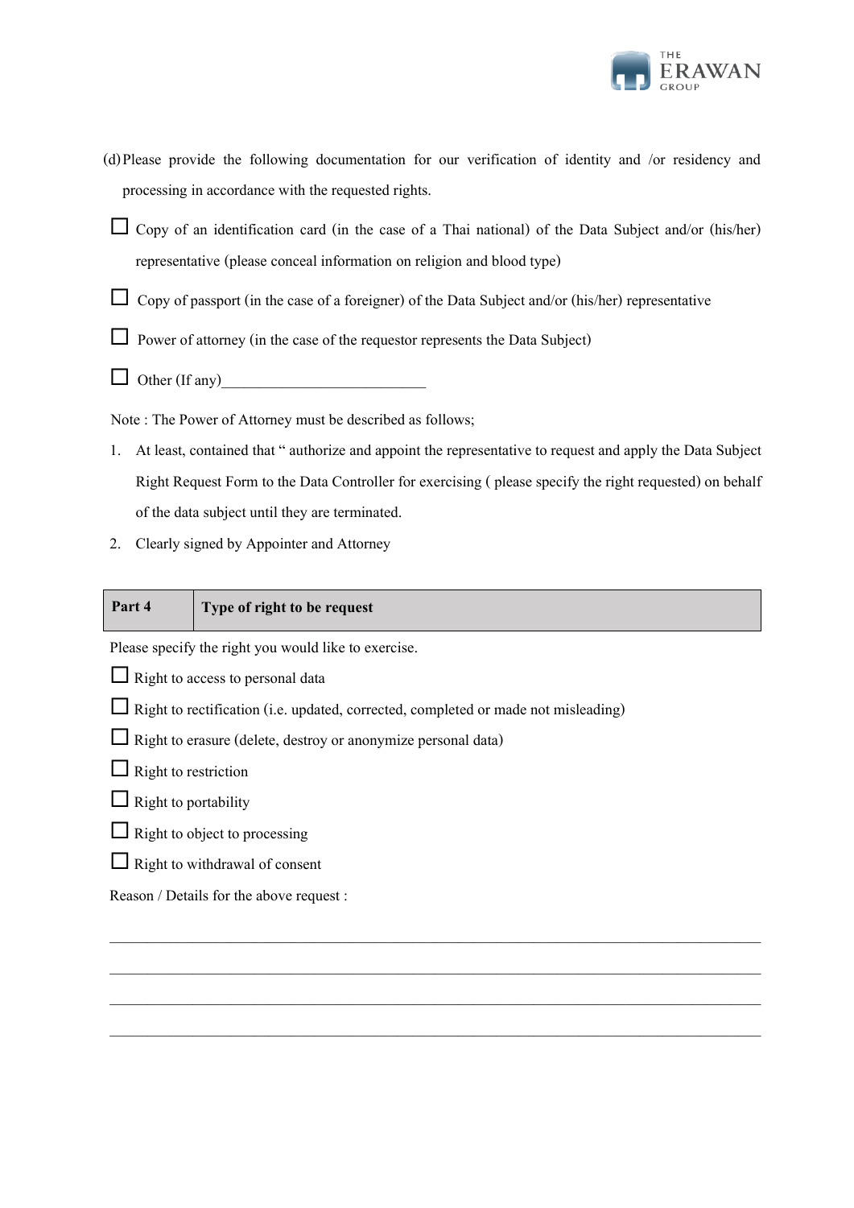(d) Please provide the following documentation for our verification of identity and /or residency and processing in accordance with the requested rights.

☐ Copy of an identification card (in the case of a Thai national) of the Data Subject and/or (his/her) representative (please conceal information on religion and blood type)

☐ Copy of passport (in the case of a foreigner) of the Data Subject and/or (his/her) representative

☐ Power of attorney (in the case of the requestor represents the Data Subject)

☐ Other (If any)___________________________

Note : The Power of Attorney must be described as follows;

1. At least, contained that " authorize and appoint the representative to request and apply the Data Subject Right Request Form to the Data Controller for exercising ( please specify the right requested) on behalf of the data subject until they are terminated.
2. Clearly signed by Appointer and Attorney

| Part 4 | Type of right to be request |
|---|---|

Please specify the right you would like to exercise.

☐ Right to access to personal data

☐ Right to rectification (i.e. updated, corrected, completed or made not misleading)

☐ Right to erasure (delete, destroy or anonymize personal data)

☐ Right to restriction

☐ Right to portability

☐ Right to object to processing

☐ Right to withdrawal of consent

Reason / Details for the above request :

_______________________________________________________________________________

_______________________________________________________________________________

_______________________________________________________________________________

_______________________________________________________________________________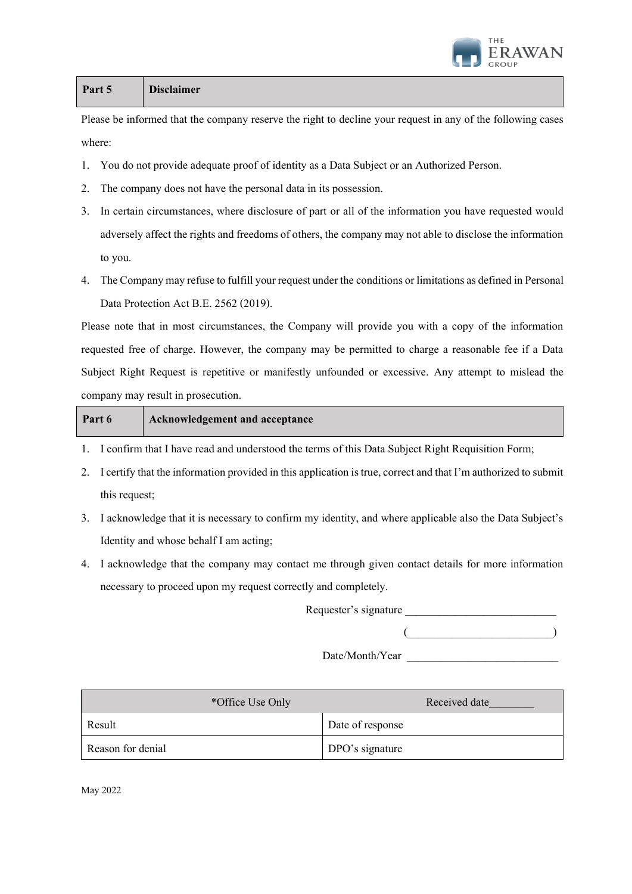| Part 5 | Disclaimer |
|---|---|

Please be informed that the company reserve the right to decline your request in any of the following cases where:

1. You do not provide adequate proof of identity as a Data Subject or an Authorized Person.
2. The company does not have the personal data in its possession.
3. In certain circumstances, where disclosure of part or all of the information you have requested would adversely affect the rights and freedoms of others, the company may not able to disclose the information to you.
4. The Company may refuse to fulfill your request under the conditions or limitations as defined in Personal Data Protection Act B.E. 2562 (2019).

Please note that in most circumstances, the Company will provide you with a copy of the information requested free of charge. However, the company may be permitted to charge a reasonable fee if a Data Subject Right Request is repetitive or manifestly unfounded or excessive. Any attempt to mislead the company may result in prosecution.

| Part 6 | Acknowledgement and acceptance |
|---|---|

1. I confirm that I have read and understood the terms of this Data Subject Right Requisition Form;
2. I certify that the information provided in this application is true, correct and that I'm authorized to submit this request;
3. I acknowledge that it is necessary to confirm my identity, and where applicable also the Data Subject's Identity and whose behalf I am acting;
4. I acknowledge that the company may contact me through given contact details for more information necessary to proceed upon my request correctly and completely.

Requester's signature ___________________________

(_________________________)

Date/Month/Year ___________________________

| *Office Use Only | Received date________ |
|---|---|
| Result | Date of response |
| Reason for denial | DPO's signature |

May 2022